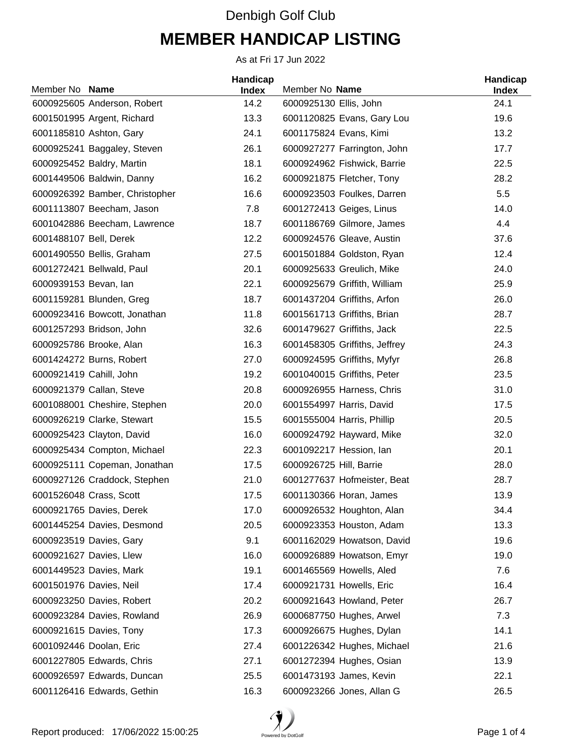Denbigh Golf Club

# MEMBER HANDICAP LISTING

As at Fri 17 Jun 2022

| Member No | Name | Handicap Index |
|---|---|---|
| 6000925605 | Anderson, Robert | 14.2 |
| 6001501995 | Argent, Richard | 13.3 |
| 6001185810 | Ashton, Gary | 24.1 |
| 6000925241 | Baggaley, Steven | 26.1 |
| 6000925452 | Baldry, Martin | 18.1 |
| 6001449506 | Baldwin, Danny | 16.2 |
| 6000926392 | Bamber, Christopher | 16.6 |
| 6001113807 | Beecham, Jason | 7.8 |
| 6001042886 | Beecham, Lawrence | 18.7 |
| 6001488107 | Bell, Derek | 12.2 |
| 6001490550 | Bellis, Graham | 27.5 |
| 6001272421 | Bellwald, Paul | 20.1 |
| 6000939153 | Bevan, Ian | 22.1 |
| 6001159281 | Blunden, Greg | 18.7 |
| 6000923416 | Bowcott, Jonathan | 11.8 |
| 6001257293 | Bridson, John | 32.6 |
| 6000925786 | Brooke, Alan | 16.3 |
| 6001424272 | Burns, Robert | 27.0 |
| 6000921419 | Cahill, John | 19.2 |
| 6000921379 | Callan, Steve | 20.8 |
| 6001088001 | Cheshire, Stephen | 20.0 |
| 6000926219 | Clarke, Stewart | 15.5 |
| 6000925423 | Clayton, David | 16.0 |
| 6000925434 | Compton, Michael | 22.3 |
| 6000925111 | Copeman, Jonathan | 17.5 |
| 6000927126 | Craddock, Stephen | 21.0 |
| 6001526048 | Crass, Scott | 17.5 |
| 6000921765 | Davies, Derek | 17.0 |
| 6001445254 | Davies, Desmond | 20.5 |
| 6000923519 | Davies, Gary | 9.1 |
| 6000921627 | Davies, Llew | 16.0 |
| 6001449523 | Davies, Mark | 19.1 |
| 6001501976 | Davies, Neil | 17.4 |
| 6000923250 | Davies, Robert | 20.2 |
| 6000923284 | Davies, Rowland | 26.9 |
| 6000921615 | Davies, Tony | 17.3 |
| 6001092446 | Doolan, Eric | 27.4 |
| 6001227805 | Edwards, Chris | 27.1 |
| 6000926597 | Edwards, Duncan | 25.5 |
| 6001126416 | Edwards, Gethin | 16.3 |
| 6000925130 | Ellis, John | 24.1 |
| 6001120825 | Evans, Gary Lou | 19.6 |
| 6001175824 | Evans, Kimi | 13.2 |
| 6000927277 | Farrington, John | 17.7 |
| 6000924962 | Fishwick, Barrie | 22.5 |
| 6000921875 | Fletcher, Tony | 28.2 |
| 6000923503 | Foulkes, Darren | 5.5 |
| 6001272413 | Geiges, Linus | 14.0 |
| 6001186769 | Gilmore, James | 4.4 |
| 6000924576 | Gleave, Austin | 37.6 |
| 6001501884 | Goldston, Ryan | 12.4 |
| 6000925633 | Greulich, Mike | 24.0 |
| 6000925679 | Griffith, William | 25.9 |
| 6001437204 | Griffiths, Arfon | 26.0 |
| 6001561713 | Griffiths, Brian | 28.7 |
| 6001479627 | Griffiths, Jack | 22.5 |
| 6001458305 | Griffiths, Jeffrey | 24.3 |
| 6000924595 | Griffiths, Myfyr | 26.8 |
| 6001040015 | Griffiths, Peter | 23.5 |
| 6000926955 | Harness, Chris | 31.0 |
| 6001554997 | Harris, David | 17.5 |
| 6001555004 | Harris, Phillip | 20.5 |
| 6000924792 | Hayward, Mike | 32.0 |
| 6001092217 | Hession, Ian | 20.1 |
| 6000926725 | Hill, Barrie | 28.0 |
| 6001277637 | Hofmeister, Beat | 28.7 |
| 6001130366 | Horan, James | 13.9 |
| 6000926532 | Houghton, Alan | 34.4 |
| 6000923353 | Houston, Adam | 13.3 |
| 6001162029 | Howatson, David | 19.6 |
| 6000926889 | Howatson, Emyr | 19.0 |
| 6001465569 | Howells, Aled | 7.6 |
| 6000921731 | Howells, Eric | 16.4 |
| 6000921643 | Howland, Peter | 26.7 |
| 6000687750 | Hughes, Arwel | 7.3 |
| 6000926675 | Hughes, Dylan | 14.1 |
| 6001226342 | Hughes, Michael | 21.6 |
| 6001272394 | Hughes, Osian | 13.9 |
| 6001473193 | James, Kevin | 22.1 |
| 6000923266 | Jones, Allan G | 26.5 |

Report produced: 17/06/2022 15:00:25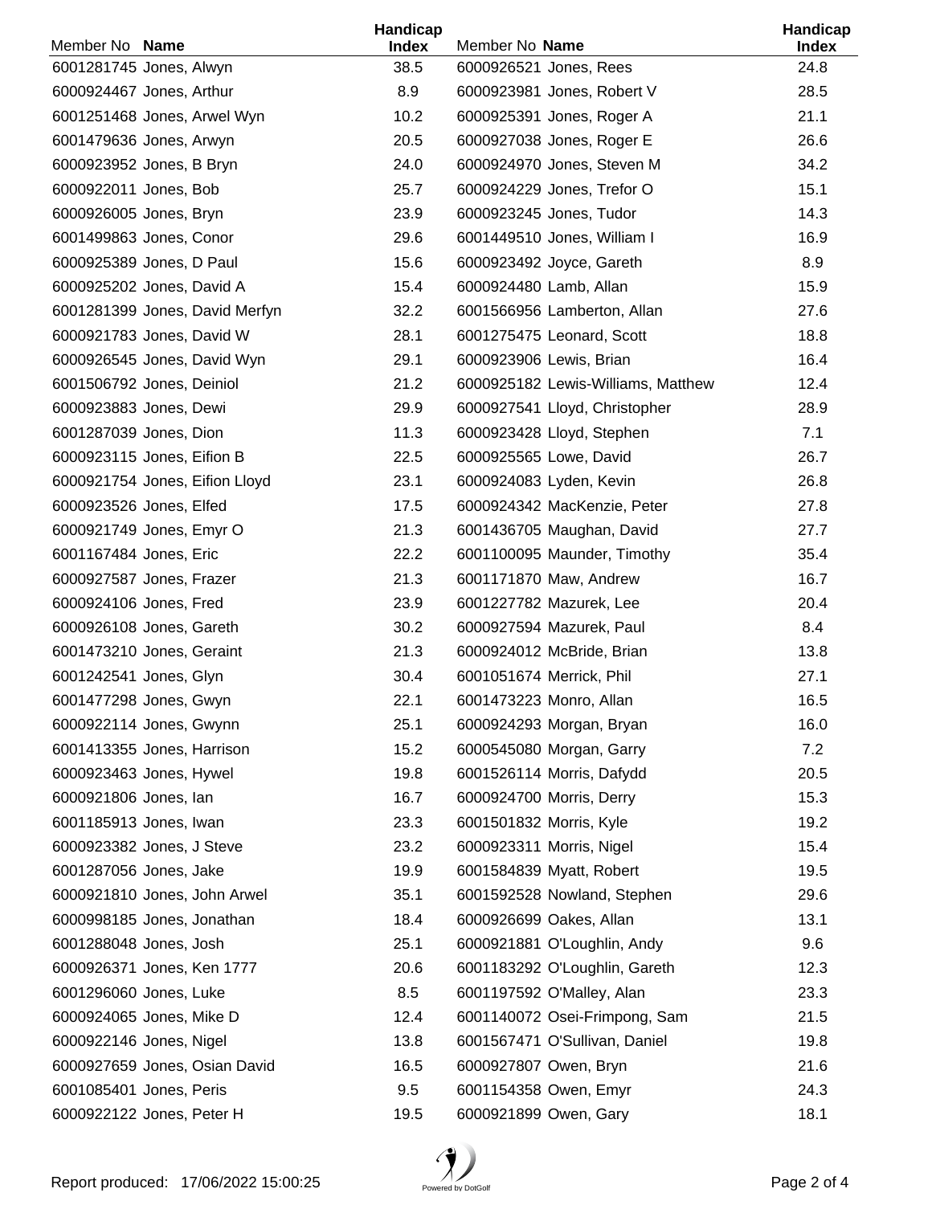| Member No | Name | Handicap Index |
|---|---|---|
| 6001281745 | Jones, Alwyn | 38.5 |
| 6000924467 | Jones, Arthur | 8.9 |
| 6001251468 | Jones, Arwel Wyn | 10.2 |
| 6001479636 | Jones, Arwyn | 20.5 |
| 6000923952 | Jones, B Bryn | 24.0 |
| 6000922011 | Jones, Bob | 25.7 |
| 6000926005 | Jones, Bryn | 23.9 |
| 6001499863 | Jones, Conor | 29.6 |
| 6000925389 | Jones, D Paul | 15.6 |
| 6000925202 | Jones, David A | 15.4 |
| 6001281399 | Jones, David Merfyn | 32.2 |
| 6000921783 | Jones, David W | 28.1 |
| 6000926545 | Jones, David Wyn | 29.1 |
| 6001506792 | Jones, Deiniol | 21.2 |
| 6000923883 | Jones, Dewi | 29.9 |
| 6001287039 | Jones, Dion | 11.3 |
| 6000923115 | Jones, Eifion B | 22.5 |
| 6000921754 | Jones, Eifion Lloyd | 23.1 |
| 6000923526 | Jones, Elfed | 17.5 |
| 6000921749 | Jones, Emyr O | 21.3 |
| 6001167484 | Jones, Eric | 22.2 |
| 6000927587 | Jones, Frazer | 21.3 |
| 6000924106 | Jones, Fred | 23.9 |
| 6000926108 | Jones, Gareth | 30.2 |
| 6001473210 | Jones, Geraint | 21.3 |
| 6001242541 | Jones, Glyn | 30.4 |
| 6001477298 | Jones, Gwyn | 22.1 |
| 6000922114 | Jones, Gwynn | 25.1 |
| 6001413355 | Jones, Harrison | 15.2 |
| 6000923463 | Jones, Hywel | 19.8 |
| 6000921806 | Jones, Ian | 16.7 |
| 6001185913 | Jones, Iwan | 23.3 |
| 6000923382 | Jones, J Steve | 23.2 |
| 6001287056 | Jones, Jake | 19.9 |
| 6000921810 | Jones, John Arwel | 35.1 |
| 6000998185 | Jones, Jonathan | 18.4 |
| 6001288048 | Jones, Josh | 25.1 |
| 6000926371 | Jones, Ken 1777 | 20.6 |
| 6001296060 | Jones, Luke | 8.5 |
| 6000924065 | Jones, Mike D | 12.4 |
| 6000922146 | Jones, Nigel | 13.8 |
| 6000927659 | Jones, Osian David | 16.5 |
| 6001085401 | Jones, Peris | 9.5 |
| 6000922122 | Jones, Peter H | 19.5 |
| 6000926521 | Jones, Rees | 24.8 |
| 6000923981 | Jones, Robert V | 28.5 |
| 6000925391 | Jones, Roger A | 21.1 |
| 6000927038 | Jones, Roger E | 26.6 |
| 6000924970 | Jones, Steven M | 34.2 |
| 6000924229 | Jones, Trefor O | 15.1 |
| 6000923245 | Jones, Tudor | 14.3 |
| 6001449510 | Jones, William I | 16.9 |
| 6000923492 | Joyce, Gareth | 8.9 |
| 6000924480 | Lamb, Allan | 15.9 |
| 6001566956 | Lamberton, Allan | 27.6 |
| 6001275475 | Leonard, Scott | 18.8 |
| 6000923906 | Lewis, Brian | 16.4 |
| 6000925182 | Lewis-Williams, Matthew | 12.4 |
| 6000927541 | Lloyd, Christopher | 28.9 |
| 6000923428 | Lloyd, Stephen | 7.1 |
| 6000925565 | Lowe, David | 26.7 |
| 6000924083 | Lyden, Kevin | 26.8 |
| 6000924342 | MacKenzie, Peter | 27.8 |
| 6001436705 | Maughan, David | 27.7 |
| 6001100095 | Maunder, Timothy | 35.4 |
| 6001171870 | Maw, Andrew | 16.7 |
| 6001227782 | Mazurek, Lee | 20.4 |
| 6000927594 | Mazurek, Paul | 8.4 |
| 6000924012 | McBride, Brian | 13.8 |
| 6001051674 | Merrick, Phil | 27.1 |
| 6001473223 | Monro, Allan | 16.5 |
| 6000924293 | Morgan, Bryan | 16.0 |
| 6000545080 | Morgan, Garry | 7.2 |
| 6001526114 | Morris, Dafydd | 20.5 |
| 6000924700 | Morris, Derry | 15.3 |
| 6001501832 | Morris, Kyle | 19.2 |
| 6000923311 | Morris, Nigel | 15.4 |
| 6001584839 | Myatt, Robert | 19.5 |
| 6001592528 | Nowland, Stephen | 29.6 |
| 6000926699 | Oakes, Allan | 13.1 |
| 6000921881 | O'Loughlin, Andy | 9.6 |
| 6001183292 | O'Loughlin, Gareth | 12.3 |
| 6001197592 | O'Malley, Alan | 23.3 |
| 6001140072 | Osei-Frimpong, Sam | 21.5 |
| 6001567471 | O'Sullivan, Daniel | 19.8 |
| 6000927807 | Owen, Bryn | 21.6 |
| 6001154358 | Owen, Emyr | 24.3 |
| 6000921899 | Owen, Gary | 18.1 |

Report produced: 17/06/2022 15:00:25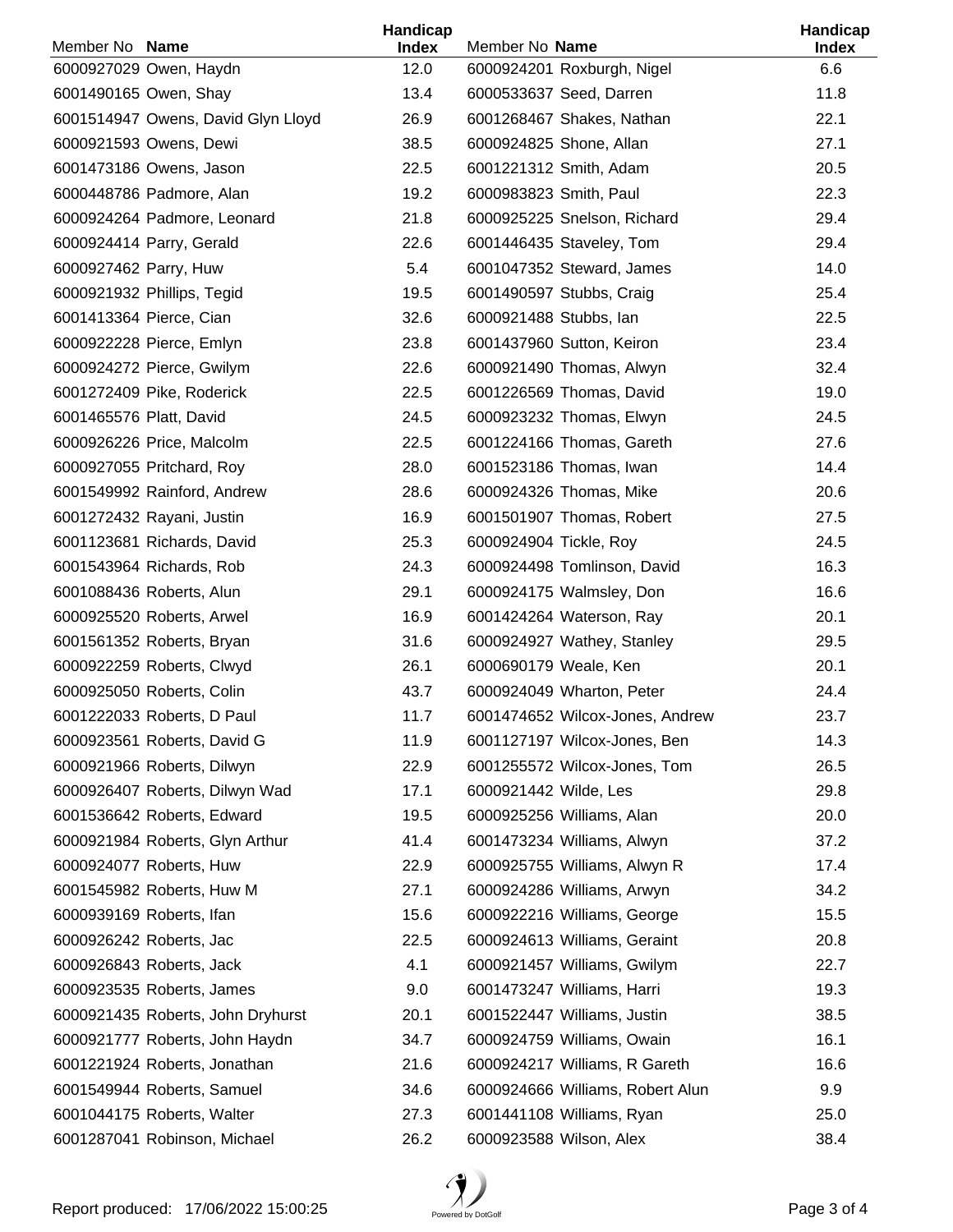| Member No | Name | Handicap Index | Member No | Name | Handicap Index |
|---|---|---|---|---|---|
| 6000927029 | Owen, Haydn | 12.0 | 6000924201 | Roxburgh, Nigel | 6.6 |
| 6001490165 | Owen, Shay | 13.4 | 6000533637 | Seed, Darren | 11.8 |
| 6001514947 | Owens, David Glyn Lloyd | 26.9 | 6001268467 | Shakes, Nathan | 22.1 |
| 6000921593 | Owens, Dewi | 38.5 | 6000924825 | Shone, Allan | 27.1 |
| 6001473186 | Owens, Jason | 22.5 | 6001221312 | Smith, Adam | 20.5 |
| 6000448786 | Padmore, Alan | 19.2 | 6000983823 | Smith, Paul | 22.3 |
| 6000924264 | Padmore, Leonard | 21.8 | 6000925225 | Snelson, Richard | 29.4 |
| 6000924414 | Parry, Gerald | 22.6 | 6001446435 | Staveley, Tom | 29.4 |
| 6000927462 | Parry, Huw | 5.4 | 6001047352 | Steward, James | 14.0 |
| 6000921932 | Phillips, Tegid | 19.5 | 6001490597 | Stubbs, Craig | 25.4 |
| 6001413364 | Pierce, Cian | 32.6 | 6000921488 | Stubbs, Ian | 22.5 |
| 6000922228 | Pierce, Emlyn | 23.8 | 6001437960 | Sutton, Keiron | 23.4 |
| 6000924272 | Pierce, Gwilym | 22.6 | 6000921490 | Thomas, Alwyn | 32.4 |
| 6001272409 | Pike, Roderick | 22.5 | 6001226569 | Thomas, David | 19.0 |
| 6001465576 | Platt, David | 24.5 | 6000923232 | Thomas, Elwyn | 24.5 |
| 6000926226 | Price, Malcolm | 22.5 | 6001224166 | Thomas, Gareth | 27.6 |
| 6000927055 | Pritchard, Roy | 28.0 | 6001523186 | Thomas, Iwan | 14.4 |
| 6001549992 | Rainford, Andrew | 28.6 | 6000924326 | Thomas, Mike | 20.6 |
| 6001272432 | Rayani, Justin | 16.9 | 6001501907 | Thomas, Robert | 27.5 |
| 6001123681 | Richards, David | 25.3 | 6000924904 | Tickle, Roy | 24.5 |
| 6001543964 | Richards, Rob | 24.3 | 6000924498 | Tomlinson, David | 16.3 |
| 6001088436 | Roberts, Alun | 29.1 | 6000924175 | Walmsley, Don | 16.6 |
| 6000925520 | Roberts, Arwel | 16.9 | 6001424264 | Waterson, Ray | 20.1 |
| 6001561352 | Roberts, Bryan | 31.6 | 6000924927 | Wathey, Stanley | 29.5 |
| 6000922259 | Roberts, Clwyd | 26.1 | 6000690179 | Weale, Ken | 20.1 |
| 6000925050 | Roberts, Colin | 43.7 | 6000924049 | Wharton, Peter | 24.4 |
| 6001222033 | Roberts, D Paul | 11.7 | 6001474652 | Wilcox-Jones, Andrew | 23.7 |
| 6000923561 | Roberts, David G | 11.9 | 6001127197 | Wilcox-Jones, Ben | 14.3 |
| 6000921966 | Roberts, Dilwyn | 22.9 | 6001255572 | Wilcox-Jones, Tom | 26.5 |
| 6000926407 | Roberts, Dilwyn Wad | 17.1 | 6000921442 | Wilde, Les | 29.8 |
| 6001536642 | Roberts, Edward | 19.5 | 6000925256 | Williams, Alan | 20.0 |
| 6000921984 | Roberts, Glyn Arthur | 41.4 | 6001473234 | Williams, Alwyn | 37.2 |
| 6000924077 | Roberts, Huw | 22.9 | 6000925755 | Williams, Alwyn R | 17.4 |
| 6001545982 | Roberts, Huw M | 27.1 | 6000924286 | Williams, Arwyn | 34.2 |
| 6000939169 | Roberts, Ifan | 15.6 | 6000922216 | Williams, George | 15.5 |
| 6000926242 | Roberts, Jac | 22.5 | 6000924613 | Williams, Geraint | 20.8 |
| 6000926843 | Roberts, Jack | 4.1 | 6000921457 | Williams, Gwilym | 22.7 |
| 6000923535 | Roberts, James | 9.0 | 6001473247 | Williams, Harri | 19.3 |
| 6000921435 | Roberts, John Dryhurst | 20.1 | 6001522447 | Williams, Justin | 38.5 |
| 6000921777 | Roberts, John Haydn | 34.7 | 6000924759 | Williams, Owain | 16.1 |
| 6001221924 | Roberts, Jonathan | 21.6 | 6000924217 | Williams, R Gareth | 16.6 |
| 6001549944 | Roberts, Samuel | 34.6 | 6000924666 | Williams, Robert Alun | 9.9 |
| 6001044175 | Roberts, Walter | 27.3 | 6001441108 | Williams, Ryan | 25.0 |
| 6001287041 | Robinson, Michael | 26.2 | 6000923588 | Wilson, Alex | 38.4 |

Report produced: 17/06/2022 15:00:25

Powered by DotGolf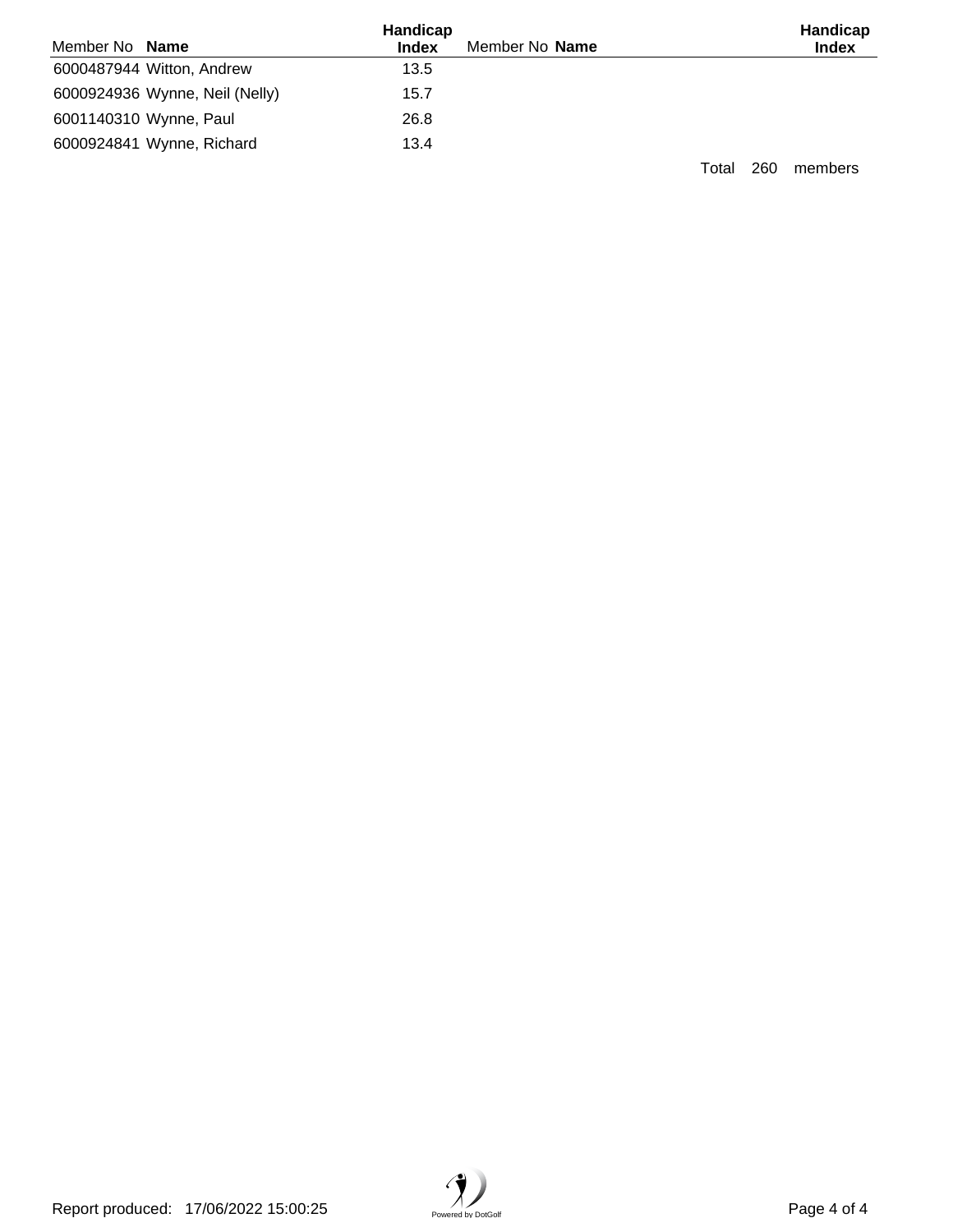| Member No | Name | Handicap Index | Member No | Name | Handicap Index |
|---|---|---|---|---|---|
| 6000487944 | Witton, Andrew | 13.5 | | | |
| 6000924936 | Wynne, Neil (Nelly) | 15.7 | | | |
| 6001140310 | Wynne, Paul | 26.8 | | | |
| 6000924841 | Wynne, Richard | 13.4 | | | |

Total 260 members

Report produced: 17/06/2022 15:00:25

Powered by DotGolf